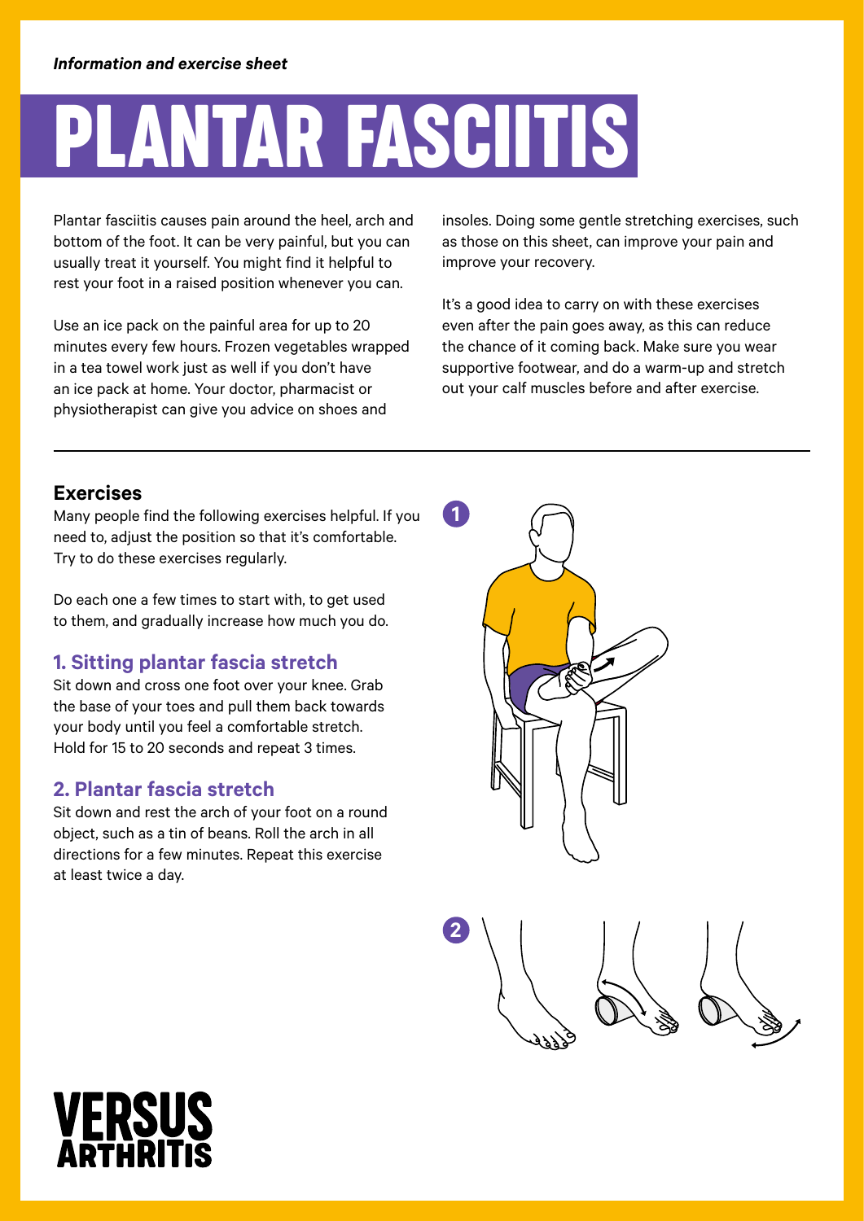*Information and exercise sheet*

# PLANTAR FASCIITIS

Plantar fasciitis causes pain around the heel, arch and bottom of the foot. It can be very painful, but you can usually treat it yourself. You might find it helpful to rest your foot in a raised position whenever you can.

Use an ice pack on the painful area for up to 20 minutes every few hours. Frozen vegetables wrapped in a tea towel work just as well if you don't have an ice pack at home. Your doctor, pharmacist or physiotherapist can give you advice on shoes and insoles. Doing some gentle stretching exercises, such as those on this sheet, can improve your pain and improve your recovery.

It's a good idea to carry on with these exercises even after the pain goes away, as this can reduce the chance of it coming back. Make sure you wear supportive footwear, and do a warm-up and stretch out your calf muscles before and after exercise.

## Exercises

Many people find the following exercises helpful. If you need to, adjust the position so that it's comfortable. Try to do these exercises regularly.

Do each one a few times to start with, to get used to them, and gradually increase how much you do.

### 1. Sitting plantar fascia stretch

Sit down and cross one foot over your knee. Grab the base of your toes and pull them back towards your body until you feel a comfortable stretch. Hold for 15 to 20 seconds and repeat 3 times.

### 2. Plantar fascia stretch

Sit down and rest the arch of your foot on a round object, such as a tin of beans. Roll the arch in all directions for a few minutes. Repeat this exercise at least twice a day.

VERSUS ARTHRITIS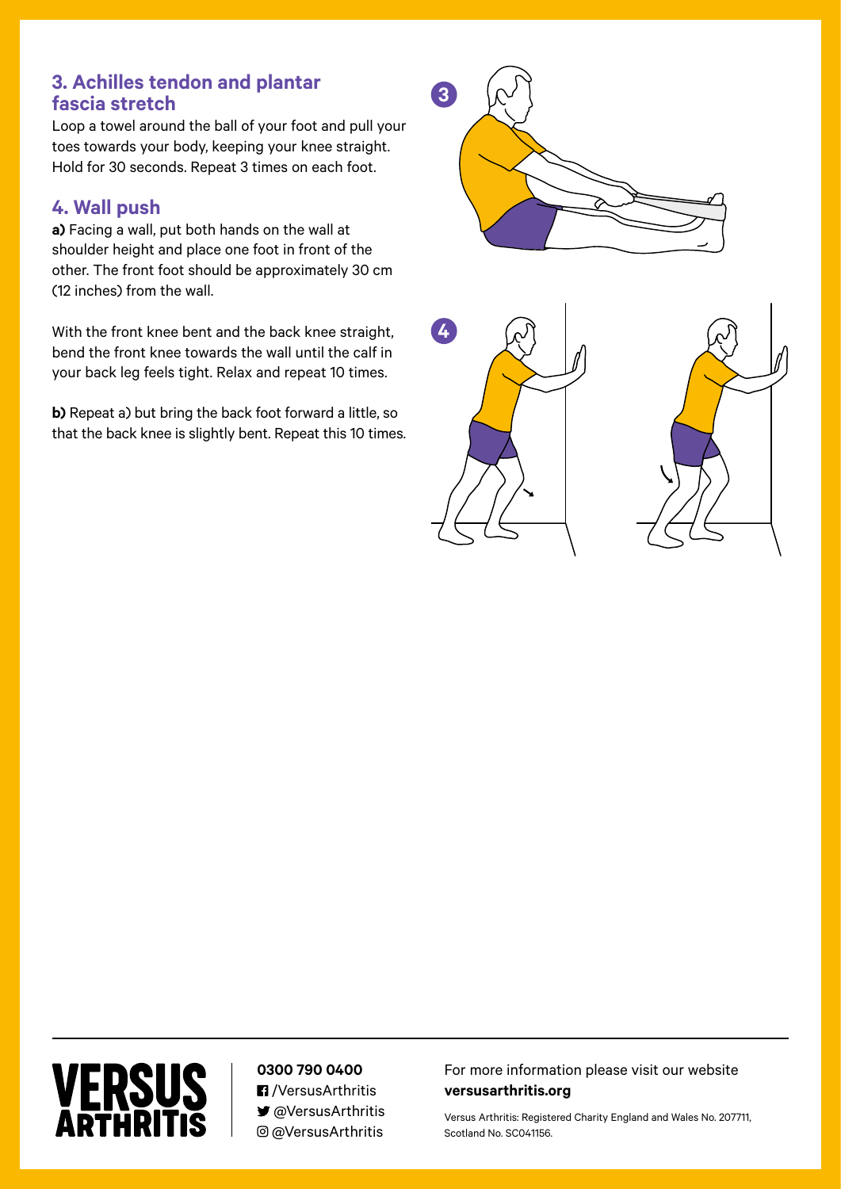### 3. Achilles tendon and plantar fascia stretch

Loop a towel around the ball of your foot and pull your toes towards your body, keeping your knee straight. Hold for 30 seconds. Repeat 3 times on each foot.

### 4. Wall push

**a)** Facing a wall, put both hands on the wall at shoulder height and place one foot in front of the other. The front foot should be approximately 30 cm (12 inches) from the wall.

With the front knee bent and the back knee straight, bend the front knee towards the wall until the calf in your back leg feels tight. Relax and repeat 10 times.

**b)** Repeat a) but bring the back foot forward a little, so that the back knee is slightly bent. Repeat this 10 times.

VERSUS ARTHRITIS

**0300 790 0400**
/VersusArthritis
@VersusArthritis
@VersusArthritis

For more information please visit our website
**versusarthritis.org**

Versus Arthritis: Registered Charity England and Wales No. 207711, Scotland No. SC041156.